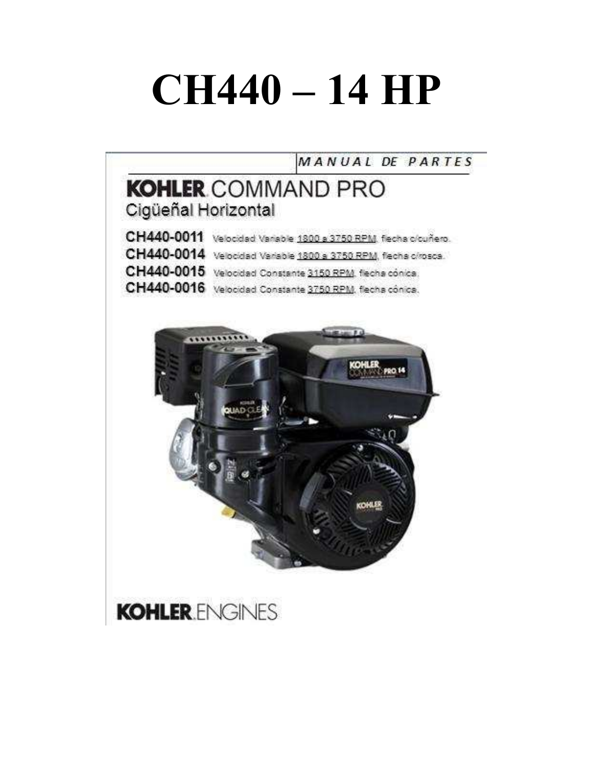# CH440 – 14 HP

MANUAL DE PARTES

## KOHLER COMMAND PRO

### Cigüeñal Horizontal

**CH440-0011** Velocidad Variable 1800 a 3750 RPM, flecha c/cuñero.

**CH440-0014** Velocidad Variable 1800 a 3750 RPM, flecha c/rosca.

**CH440-0015** Velocidad Constante 3150 RPM, flecha cónica.

**CH440-0016** Velocidad Constante 3750 RPM, flecha cónica.

KOHLER ENGINES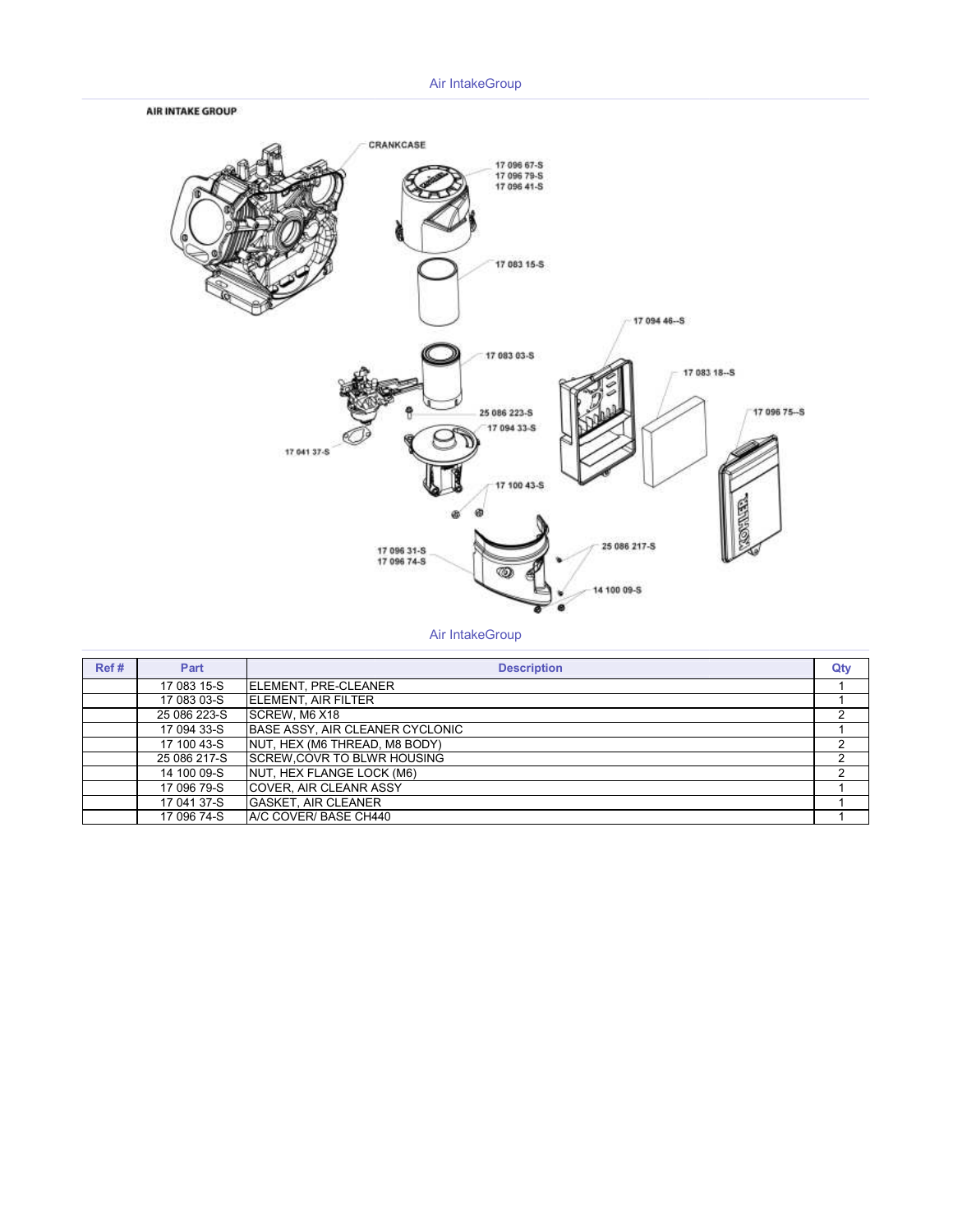Air IntakeGroup

**AIR INTAKE GROUP**

CRANKCASE

17 096 67-S
17 096 79-S
17 096 41-S

17 083 15-S

17 094 46--S

17 083 03-S

17 083 18--S

17 096 75--S

25 086 223-S
17 094 33-S

17 041 37-S

17 100 43-S

17 096 31-S
17 096 74-S

25 086 217-S

14 100 09-S

Air IntakeGroup

| Ref # | Part | Description | Qty |
|---|---|---|---|
| | 17 083 15-S | ELEMENT, PRE-CLEANER | 1 |
| | 17 083 03-S | ELEMENT, AIR FILTER | 1 |
| | 25 086 223-S | SCREW, M6 X18 | 2 |
| | 17 094 33-S | BASE ASSY, AIR CLEANER CYCLONIC | 1 |
| | 17 100 43-S | NUT, HEX (M6 THREAD, M8 BODY) | 2 |
| | 25 086 217-S | SCREW,COVR TO BLWR HOUSING | 2 |
| | 14 100 09-S | NUT, HEX FLANGE LOCK (M6) | 2 |
| | 17 096 79-S | COVER, AIR CLEANR ASSY | 1 |
| | 17 041 37-S | GASKET, AIR CLEANER | 1 |
| | 17 096 74-S | A/C COVER/ BASE CH440 | 1 |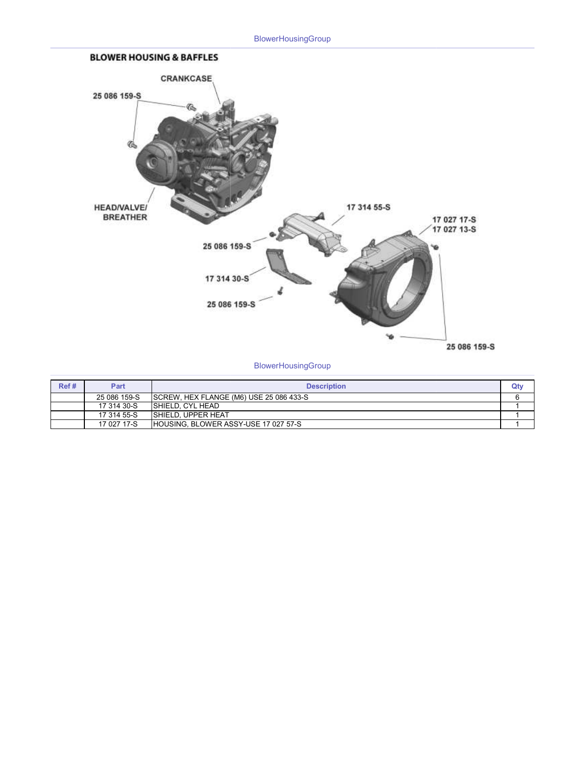BlowerHousingGroup

## BLOWER HOUSING & BAFFLES

CRANKCASE

25 086 159-S

HEAD/VALVE/ BREATHER

17 314 55-S

17 027 17-S
17 027 13-S

25 086 159-S

17 314 30-S

25 086 159-S

25 086 159-S

BlowerHousingGroup

| Ref # | Part | Description | Qty |
|---|---|---|---|
| | 25 086 159-S | SCREW, HEX FLANGE (M6) USE 25 086 433-S | 6 |
| | 17 314 30-S | SHIELD, CYL HEAD | 1 |
| | 17 314 55-S | SHIELD, UPPER HEAT | 1 |
| | 17 027 17-S | HOUSING, BLOWER ASSY-USE 17 027 57-S | 1 |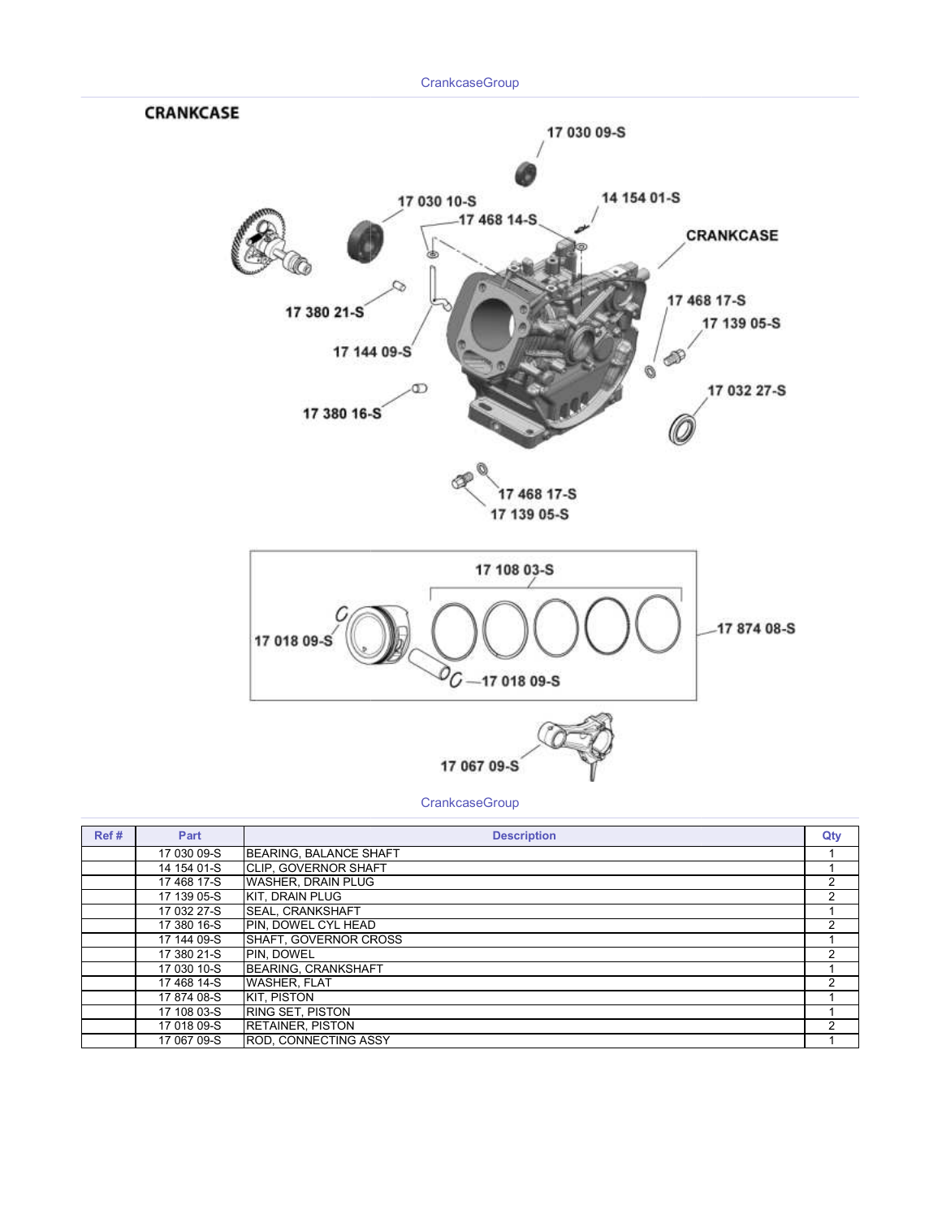CrankcaseGroup

## CRANKCASE

CrankcaseGroup

| Ref # | Part | Description | Qty |
|---|---|---|---|
| | 17 030 09-S | BEARING, BALANCE SHAFT | 1 |
| | 14 154 01-S | CLIP, GOVERNOR SHAFT | 1 |
| | 17 468 17-S | WASHER, DRAIN PLUG | 2 |
| | 17 139 05-S | KIT, DRAIN PLUG | 2 |
| | 17 032 27-S | SEAL, CRANKSHAFT | 1 |
| | 17 380 16-S | PIN, DOWEL CYL HEAD | 2 |
| | 17 144 09-S | SHAFT, GOVERNOR CROSS | 1 |
| | 17 380 21-S | PIN, DOWEL | 2 |
| | 17 030 10-S | BEARING, CRANKSHAFT | 1 |
| | 17 468 14-S | WASHER, FLAT | 2 |
| | 17 874 08-S | KIT, PISTON | 1 |
| | 17 108 03-S | RING SET, PISTON | 1 |
| | 17 018 09-S | RETAINER, PISTON | 2 |
| | 17 067 09-S | ROD, CONNECTING ASSY | 1 |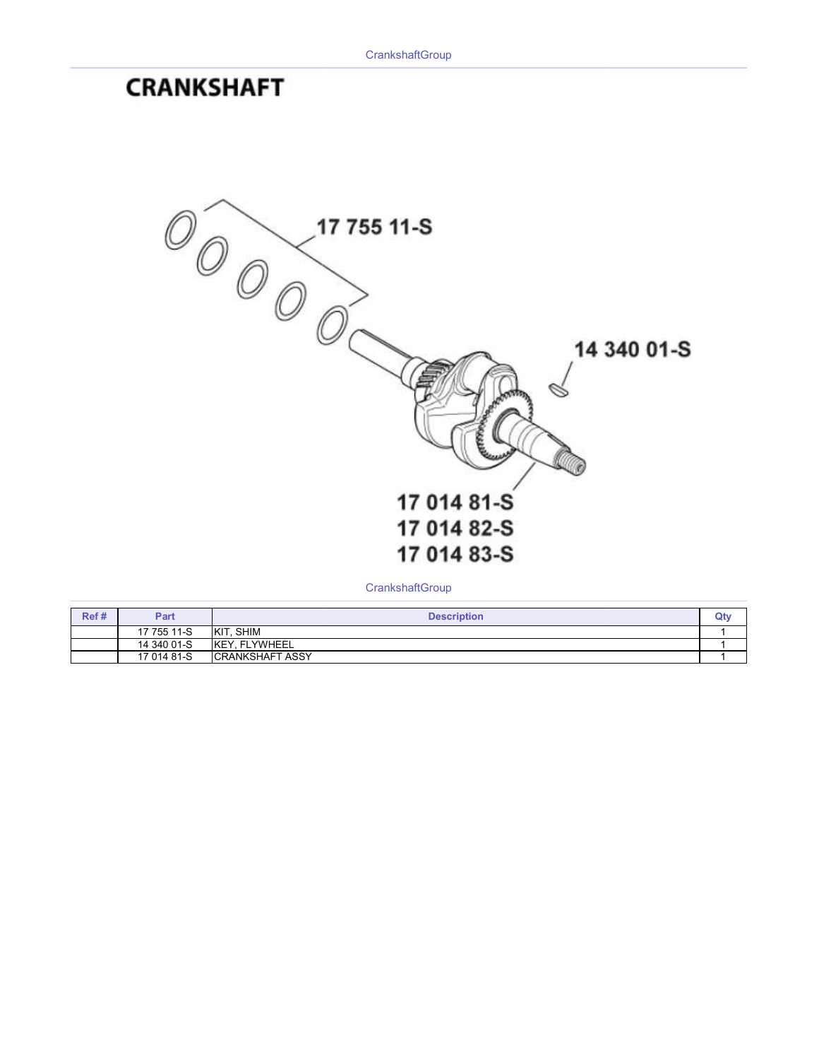# CRANKSHAFT

17 755 11-S

14 340 01-S

17 014 81-S
17 014 82-S
17 014 83-S

CrankshaftGroup

| Ref # | Part | Description | Qty |
| --- | --- | --- | --- |
| | 17 755 11-S | KIT, SHIM | 1 |
| | 14 340 01-S | KEY, FLYWHEEL | 1 |
| | 17 014 81-S | CRANKSHAFT ASSY | 1 |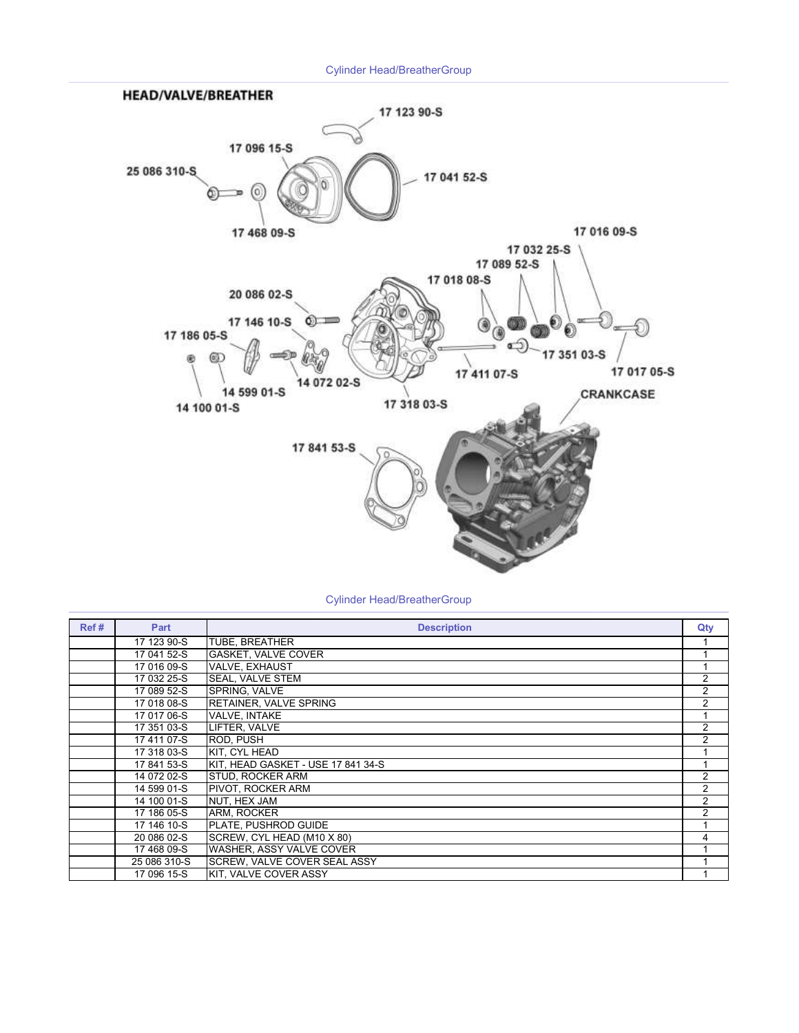Cylinder Head/BreatherGroup

HEAD/VALVE/BREATHER

17 123 90-S

17 096 15-S

25 086 310-S

17 041 52-S

17 468 09-S

17 016 09-S

17 032 25-S

17 089 52-S

17 018 08-S

20 086 02-S

17 146 10-S

17 186 05-S

17 351 03-S

17 017 05-S

17 411 07-S

14 072 02-S

14 599 01-S

14 100 01-S

17 318 03-S

CRANKCASE

17 841 53-S

Cylinder Head/BreatherGroup

| Ref # | Part | Description | Qty |
|---|---|---|---|
| | 17 123 90-S | TUBE, BREATHER | 1 |
| | 17 041 52-S | GASKET, VALVE COVER | 1 |
| | 17 016 09-S | VALVE, EXHAUST | 1 |
| | 17 032 25-S | SEAL, VALVE STEM | 2 |
| | 17 089 52-S | SPRING, VALVE | 2 |
| | 17 018 08-S | RETAINER, VALVE SPRING | 2 |
| | 17 017 06-S | VALVE, INTAKE | 1 |
| | 17 351 03-S | LIFTER, VALVE | 2 |
| | 17 411 07-S | ROD, PUSH | 2 |
| | 17 318 03-S | KIT, CYL HEAD | 1 |
| | 17 841 53-S | KIT, HEAD GASKET - USE 17 841 34-S | 1 |
| | 14 072 02-S | STUD, ROCKER ARM | 2 |
| | 14 599 01-S | PIVOT, ROCKER ARM | 2 |
| | 14 100 01-S | NUT, HEX JAM | 2 |
| | 17 186 05-S | ARM, ROCKER | 2 |
| | 17 146 10-S | PLATE, PUSHROD GUIDE | 1 |
| | 20 086 02-S | SCREW, CYL HEAD (M10 X 80) | 4 |
| | 17 468 09-S | WASHER, ASSY VALVE COVER | 1 |
| | 25 086 310-S | SCREW, VALVE COVER SEAL ASSY | 1 |
| | 17 096 15-S | KIT, VALVE COVER ASSY | 1 |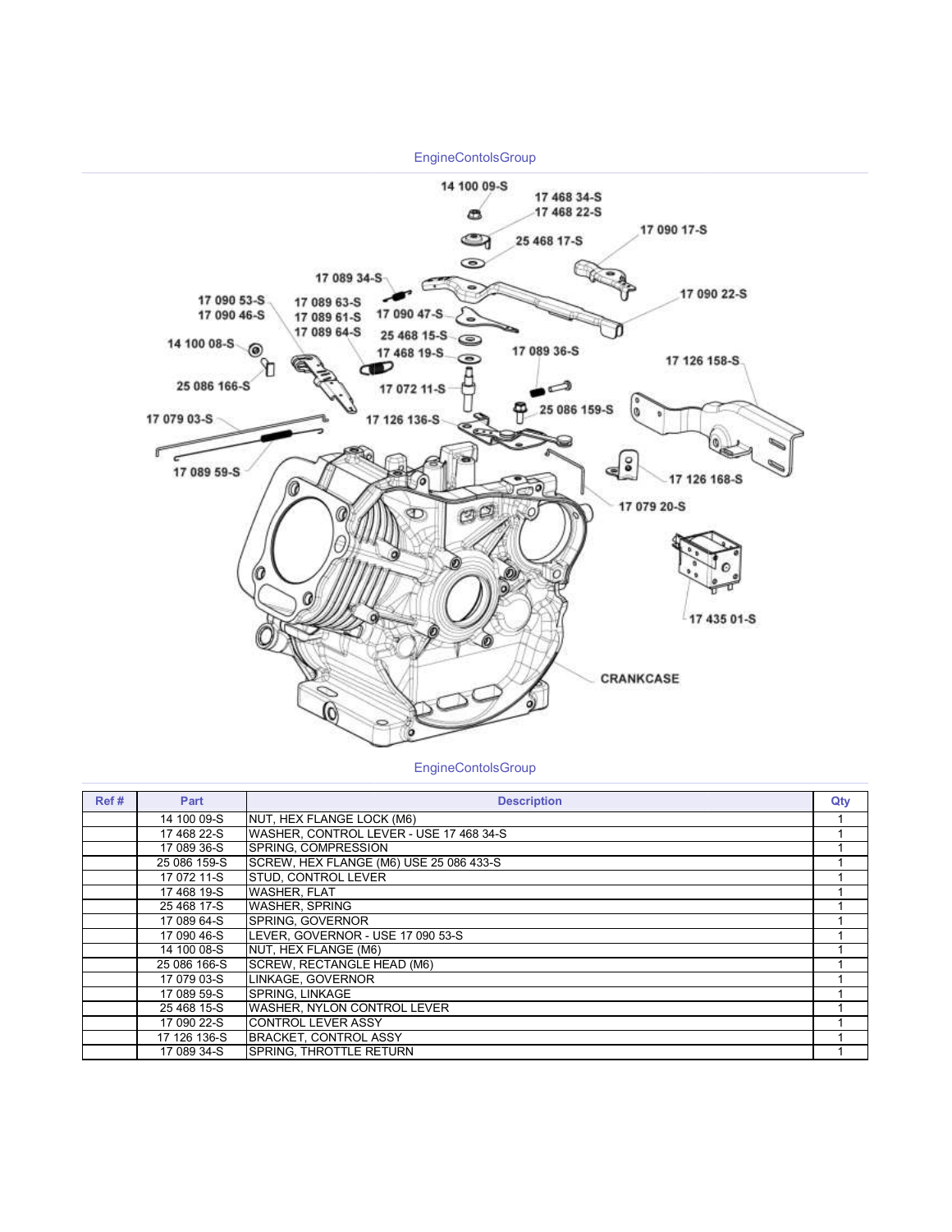EngineContolsGroup

EngineContolsGroup

| Ref # | Part | Description | Qty |
|---|---|---|---|
| | 14 100 09-S | NUT, HEX FLANGE LOCK (M6) | 1 |
| | 17 468 22-S | WASHER, CONTROL LEVER - USE 17 468 34-S | 1 |
| | 17 089 36-S | SPRING, COMPRESSION | 1 |
| | 25 086 159-S | SCREW, HEX FLANGE (M6) USE 25 086 433-S | 1 |
| | 17 072 11-S | STUD, CONTROL LEVER | 1 |
| | 17 468 19-S | WASHER, FLAT | 1 |
| | 25 468 17-S | WASHER, SPRING | 1 |
| | 17 089 64-S | SPRING, GOVERNOR | 1 |
| | 17 090 46-S | LEVER, GOVERNOR - USE 17 090 53-S | 1 |
| | 14 100 08-S | NUT, HEX FLANGE (M6) | 1 |
| | 25 086 166-S | SCREW, RECTANGLE HEAD (M6) | 1 |
| | 17 079 03-S | LINKAGE, GOVERNOR | 1 |
| | 17 089 59-S | SPRING, LINKAGE | 1 |
| | 25 468 15-S | WASHER, NYLON CONTROL LEVER | 1 |
| | 17 090 22-S | CONTROL LEVER ASSY | 1 |
| | 17 126 136-S | BRACKET, CONTROL ASSY | 1 |
| | 17 089 34-S | SPRING, THROTTLE RETURN | 1 |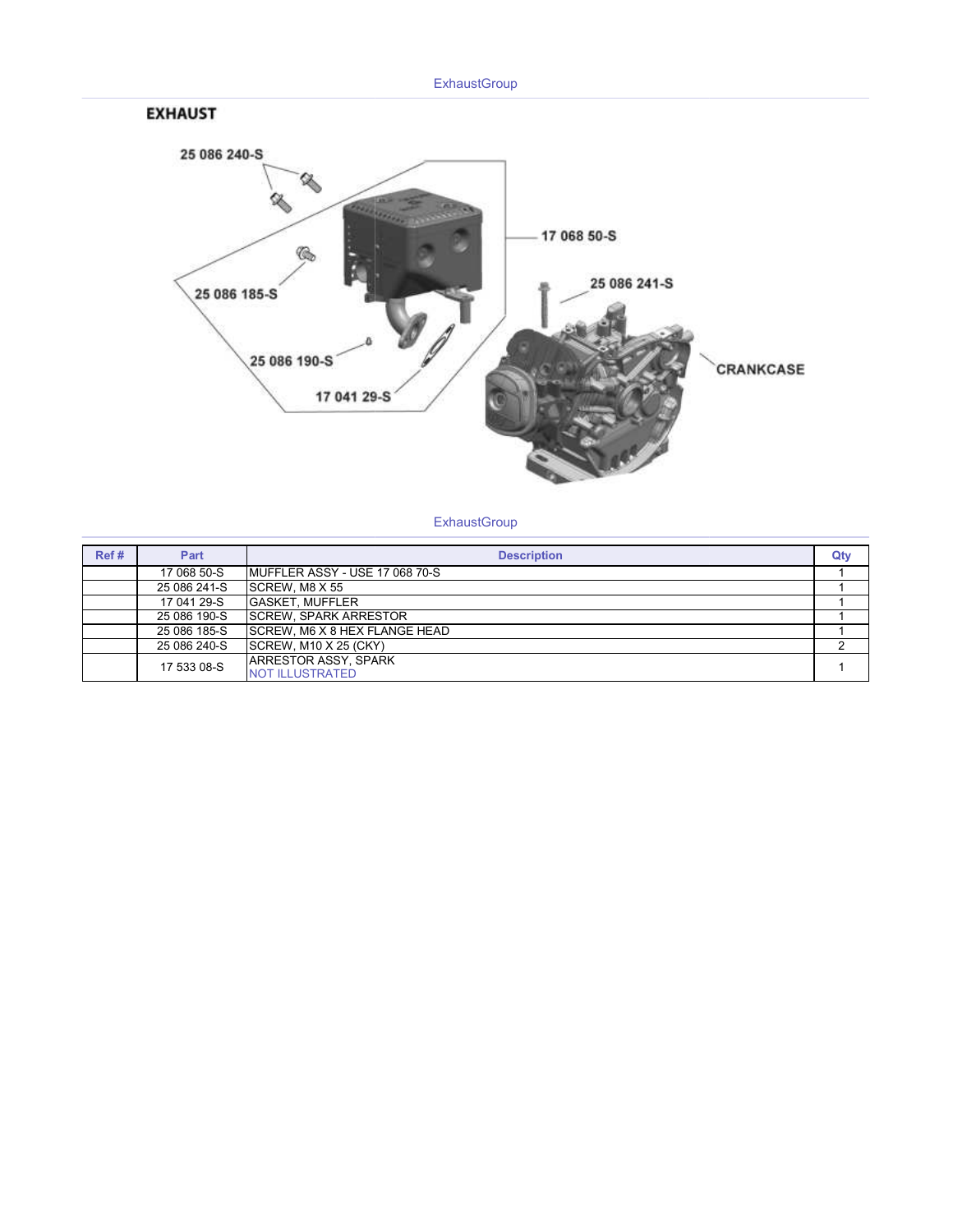ExhaustGroup

## EXHAUST

ExhaustGroup

| Ref # | Part | Description | Qty |
| --- | --- | --- | --- |
| | 17 068 50-S | MUFFLER ASSY - USE 17 068 70-S | 1 |
| | 25 086 241-S | SCREW, M8 X 55 | 1 |
| | 17 041 29-S | GASKET, MUFFLER | 1 |
| | 25 086 190-S | SCREW, SPARK ARRESTOR | 1 |
| | 25 086 185-S | SCREW, M6 X 8 HEX FLANGE HEAD | 1 |
| | 25 086 240-S | SCREW, M10 X 25 (CKY) | 2 |
| | 17 533 08-S | ARRESTOR ASSY, SPARK NOT ILLUSTRATED | 1 |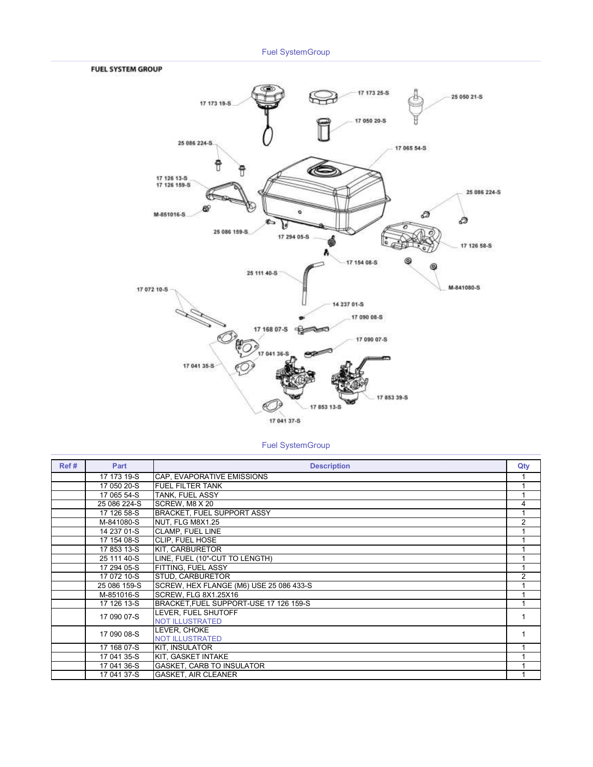Fuel SystemGroup

Fuel SystemGroup

| Ref # | Part | Description | Qty |
|---|---|---|---|
| | 17 173 19-S | CAP, EVAPORATIVE EMISSIONS | 1 |
| | 17 050 20-S | FUEL FILTER TANK | 1 |
| | 17 065 54-S | TANK, FUEL ASSY | 1 |
| | 25 086 224-S | SCREW, M8 X 20 | 4 |
| | 17 126 58-S | BRACKET, FUEL SUPPORT ASSY | 1 |
| | M-841080-S | NUT, FLG M8X1.25 | 2 |
| | 14 237 01-S | CLAMP, FUEL LINE | 1 |
| | 17 154 08-S | CLIP, FUEL HOSE | 1 |
| | 17 853 13-S | KIT, CARBURETOR | 1 |
| | 25 111 40-S | LINE, FUEL (10"-CUT TO LENGTH) | 1 |
| | 17 294 05-S | FITTING, FUEL ASSY | 1 |
| | 17 072 10-S | STUD, CARBURETOR | 2 |
| | 25 086 159-S | SCREW, HEX FLANGE (M6) USE 25 086 433-S | 1 |
| | M-851016-S | SCREW, FLG 8X1.25X16 | 1 |
| | 17 126 13-S | BRACKET,FUEL SUPPORT-USE 17 126 159-S | 1 |
| | 17 090 07-S | LEVER, FUEL SHUTOFF NOT ILLUSTRATED | 1 |
| | 17 090 08-S | LEVER, CHOKE NOT ILLUSTRATED | 1 |
| | 17 168 07-S | KIT, INSULATOR | 1 |
| | 17 041 35-S | KIT, GASKET INTAKE | 1 |
| | 17 041 36-S | GASKET, CARB TO INSULATOR | 1 |
| | 17 041 37-S | GASKET, AIR CLEANER | 1 |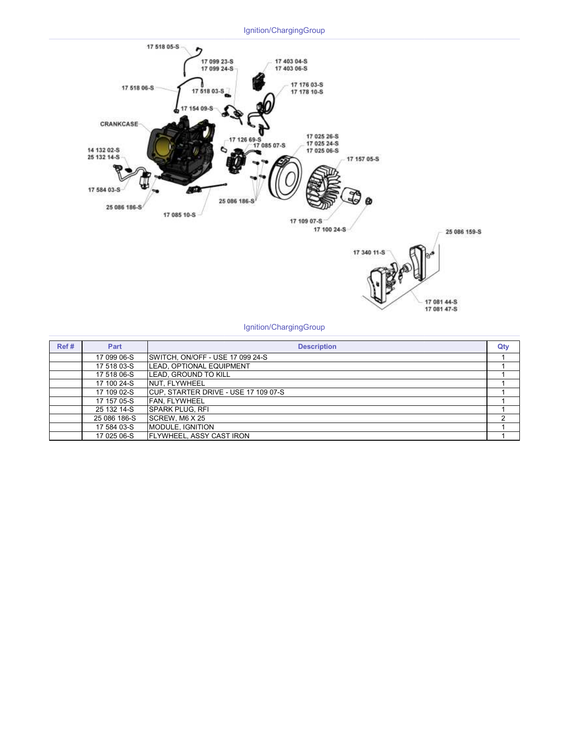## Ignition/ChargingGroup

17 518 05-S
17 099 23-S
17 099 24-S
17 403 04-S
17 403 06-S
17 518 06-S
17 518 03-S
17 176 03-S
17 178 10-S
17 154 09-S
CRANKCASE
17 126 69-S
17 085 07-S
17 025 26-S
17 025 24-S
17 025 06-S
17 157 05-S
14 132 02-S
25 132 14-S
17 584 03-S
25 086 186-S
25 086 186-S
17 085 10-S
17 109 07-S
17 100 24-S
25 086 159-S
17 340 11-S
17 081 44-S
17 081 47-S

## Ignition/ChargingGroup

| Ref # | Part | Description | Qty |
|---|---|---|---|
| | 17 099 06-S | SWITCH, ON/OFF - USE 17 099 24-S | 1 |
| | 17 518 03-S | LEAD, OPTIONAL EQUIPMENT | 1 |
| | 17 518 06-S | LEAD, GROUND TO KILL | 1 |
| | 17 100 24-S | NUT, FLYWHEEL | 1 |
| | 17 109 02-S | CUP, STARTER DRIVE - USE 17 109 07-S | 1 |
| | 17 157 05-S | FAN, FLYWHEEL | 1 |
| | 25 132 14-S | SPARK PLUG, RFI | 1 |
| | 25 086 186-S | SCREW, M6 X 25 | 2 |
| | 17 584 03-S | MODULE, IGNITION | 1 |
| | 17 025 06-S | FLYWHEEL, ASSY CAST IRON | 1 |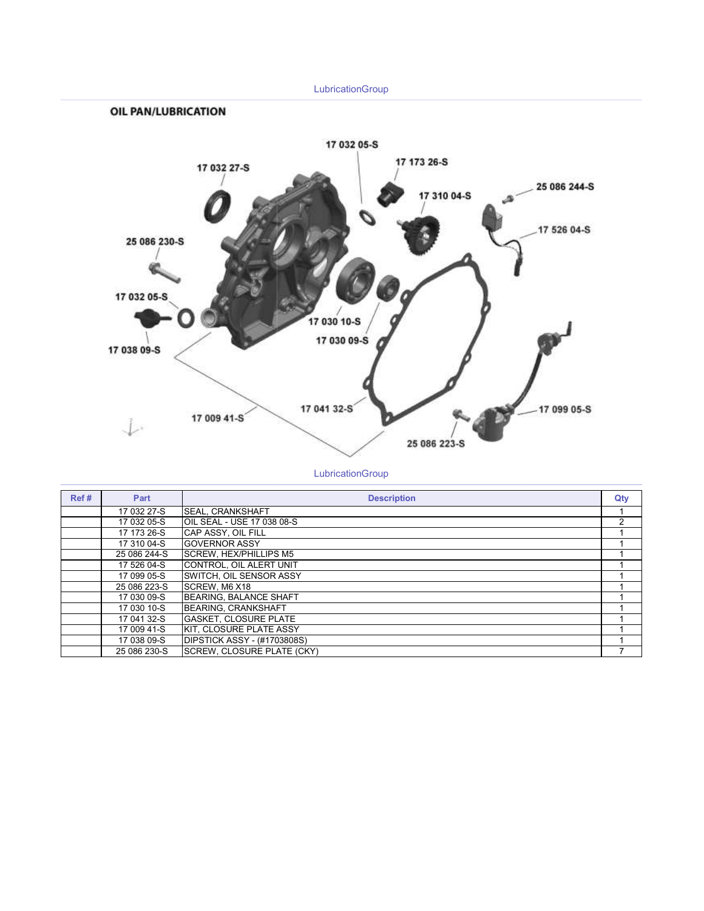LubricationGroup

## OIL PAN/LUBRICATION

LubricationGroup

| Ref # | Part | Description | Qty |
|---|---|---|---|
| | 17 032 27-S | SEAL, CRANKSHAFT | 1 |
| | 17 032 05-S | OIL SEAL - USE 17 038 08-S | 2 |
| | 17 173 26-S | CAP ASSY, OIL FILL | 1 |
| | 17 310 04-S | GOVERNOR ASSY | 1 |
| | 25 086 244-S | SCREW, HEX/PHILLIPS M5 | 1 |
| | 17 526 04-S | CONTROL, OIL ALERT UNIT | 1 |
| | 17 099 05-S | SWITCH, OIL SENSOR ASSY | 1 |
| | 25 086 223-S | SCREW, M6 X18 | 1 |
| | 17 030 09-S | BEARING, BALANCE SHAFT | 1 |
| | 17 030 10-S | BEARING, CRANKSHAFT | 1 |
| | 17 041 32-S | GASKET, CLOSURE PLATE | 1 |
| | 17 009 41-S | KIT, CLOSURE PLATE ASSY | 1 |
| | 17 038 09-S | DIPSTICK ASSY - (#1703808S) | 1 |
| | 25 086 230-S | SCREW, CLOSURE PLATE (CKY) | 7 |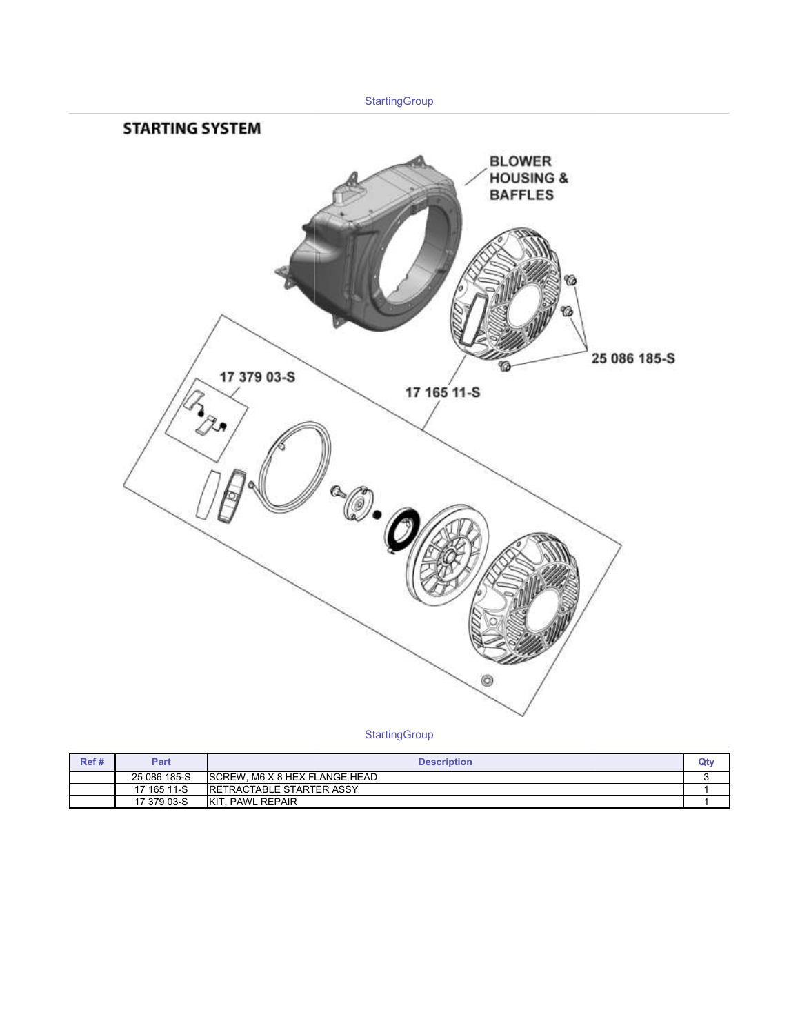StartingGroup

## STARTING SYSTEM

BLOWER HOUSING & BAFFLES

25 086 185-S

17 379 03-S

17 165 11-S

StartingGroup

| Ref # | Part | Description | Qty |
|---|---|---|---|
| | 25 086 185-S | SCREW, M6 X 8 HEX FLANGE HEAD | 3 |
| | 17 165 11-S | RETRACTABLE STARTER ASSY | 1 |
| | 17 379 03-S | KIT, PAWL REPAIR | 1 |